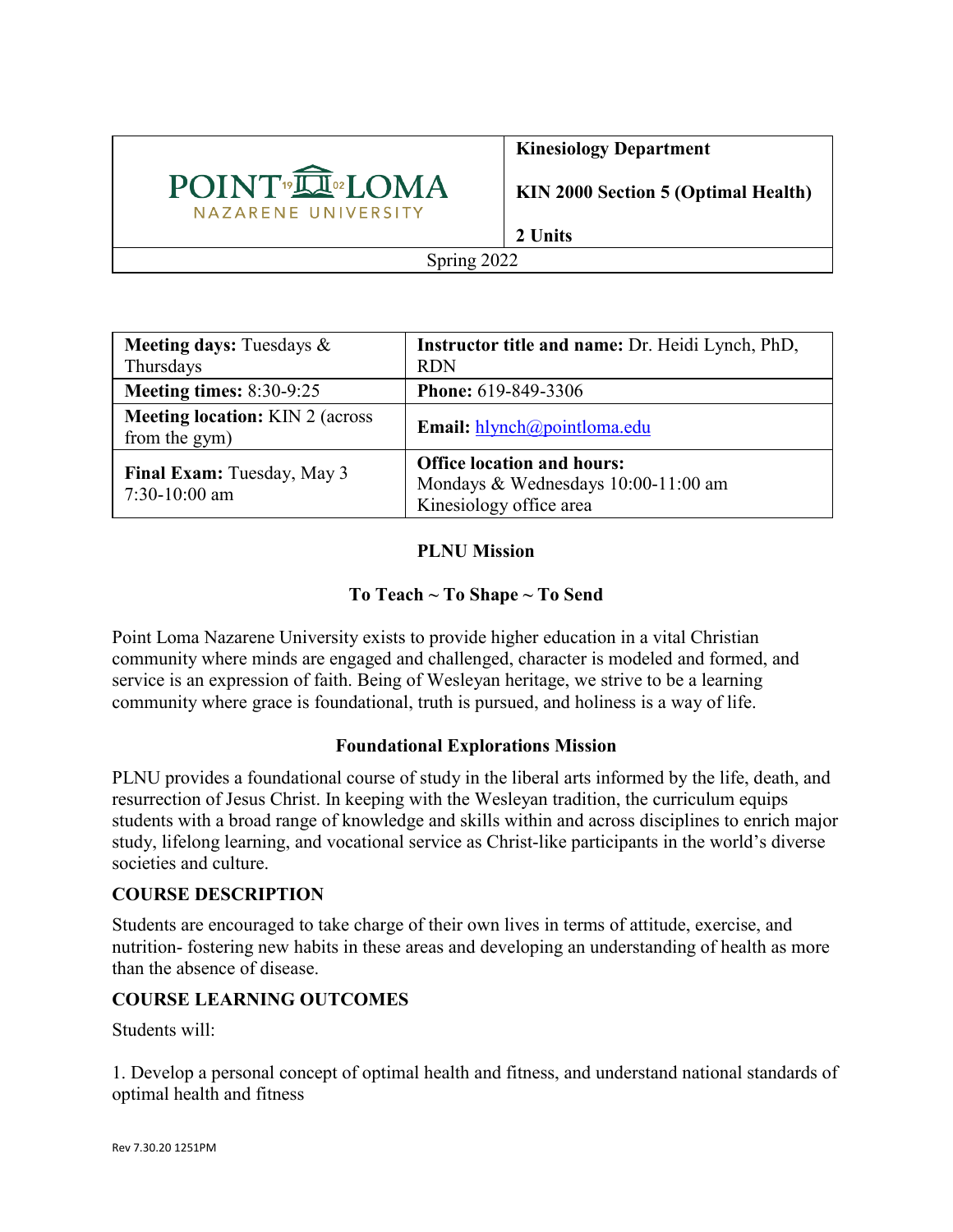| POINT LOMA NAZARENE UNIVERSITY | **Kinesiology Department** **KIN 2000 Section 5 (Optimal Health)** **2 Units** |
|---|---|
| Spring 2022 | |

| | |
|---|---|
| **Meeting days:** Tuesdays & Thursdays | **Instructor title and name:** Dr. Heidi Lynch, PhD, RDN |
| **Meeting times:** 8:30-9:25 | **Phone:** 619-849-3306 |
| **Meeting location:** KIN 2 (across from the gym) | **Email:** hlynch@pointloma.edu |
| **Final Exam:** Tuesday, May 3 7:30-10:00 am | **Office location and hours:** Mondays & Wednesdays 10:00-11:00 am Kinesiology office area |

## PLNU Mission

### To Teach ~ To Shape ~ To Send

Point Loma Nazarene University exists to provide higher education in a vital Christian community where minds are engaged and challenged, character is modeled and formed, and service is an expression of faith. Being of Wesleyan heritage, we strive to be a learning community where grace is foundational, truth is pursued, and holiness is a way of life.

## Foundational Explorations Mission

PLNU provides a foundational course of study in the liberal arts informed by the life, death, and resurrection of Jesus Christ. In keeping with the Wesleyan tradition, the curriculum equips students with a broad range of knowledge and skills within and across disciplines to enrich major study, lifelong learning, and vocational service as Christ-like participants in the world's diverse societies and culture.

## COURSE DESCRIPTION

Students are encouraged to take charge of their own lives in terms of attitude, exercise, and nutrition- fostering new habits in these areas and developing an understanding of health as more than the absence of disease.

## COURSE LEARNING OUTCOMES

Students will:

1. Develop a personal concept of optimal health and fitness, and understand national standards of optimal health and fitness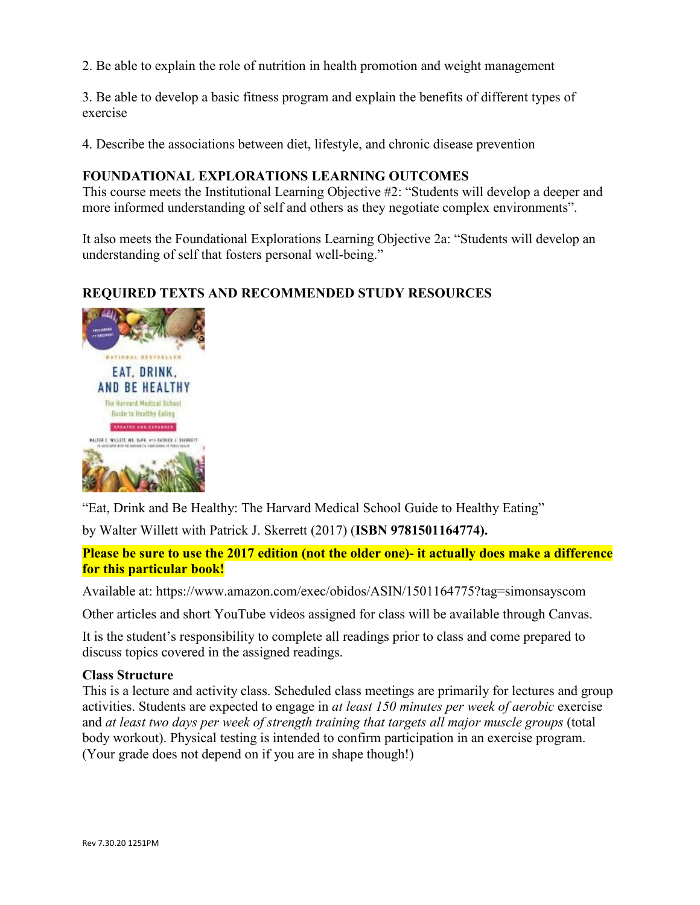2. Be able to explain the role of nutrition in health promotion and weight management

3. Be able to develop a basic fitness program and explain the benefits of different types of exercise

4. Describe the associations between diet, lifestyle, and chronic disease prevention

### FOUNDATIONAL EXPLORATIONS LEARNING OUTCOMES

This course meets the Institutional Learning Objective #2: "Students will develop a deeper and more informed understanding of self and others as they negotiate complex environments".

It also meets the Foundational Explorations Learning Objective 2a: "Students will develop an understanding of self that fosters personal well-being."

### REQUIRED TEXTS AND RECOMMENDED STUDY RESOURCES

"Eat, Drink and Be Healthy: The Harvard Medical School Guide to Healthy Eating"

by Walter Willett with Patrick J. Skerrett (2017) (**ISBN 9781501164774).**

**Please be sure to use the 2017 edition (not the older one)- it actually does make a difference for this particular book!**

Available at: https://www.amazon.com/exec/obidos/ASIN/1501164775?tag=simonsayscom

Other articles and short YouTube videos assigned for class will be available through Canvas.

It is the student's responsibility to complete all readings prior to class and come prepared to discuss topics covered in the assigned readings.

**Class Structure**

This is a lecture and activity class. Scheduled class meetings are primarily for lectures and group activities. Students are expected to engage in *at least 150 minutes per week of aerobic* exercise and *at least two days per week of strength training that targets all major muscle groups* (total body workout). Physical testing is intended to confirm participation in an exercise program. (Your grade does not depend on if you are in shape though!)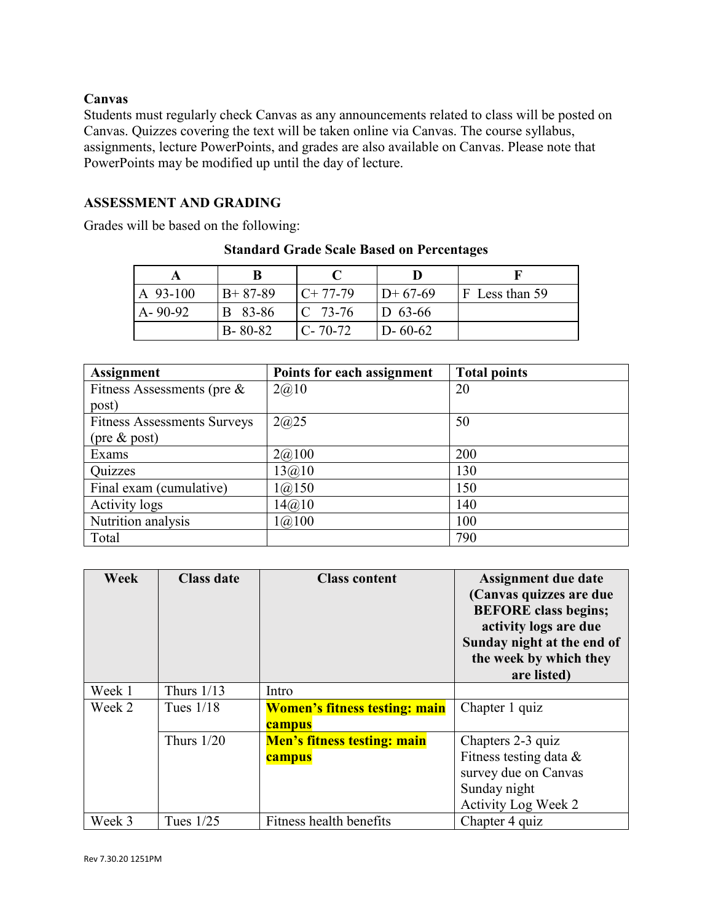**Canvas**

Students must regularly check Canvas as any announcements related to class will be posted on Canvas. Quizzes covering the text will be taken online via Canvas. The course syllabus, assignments, lecture PowerPoints, and grades are also available on Canvas. Please note that PowerPoints may be modified up until the day of lecture.

## ASSESSMENT AND GRADING

Grades will be based on the following:

**Standard Grade Scale Based on Percentages**

| A | B | C | D | F |
|---|---|---|---|---|
| A 93-100 | B+ 87-89 | C+ 77-79 | D+ 67-69 | F Less than 59 |
| A- 90-92 | B 83-86 | C 73-76 | D 63-66 | |
| | B- 80-82 | C- 70-72 | D- 60-62 | |

| Assignment | Points for each assignment | Total points |
|---|---|---|
| Fitness Assessments (pre & post) | 2@10 | 20 |
| Fitness Assessments Surveys (pre & post) | 2@25 | 50 |
| Exams | 2@100 | 200 |
| Quizzes | 13@10 | 130 |
| Final exam (cumulative) | 1@150 | 150 |
| Activity logs | 14@10 | 140 |
| Nutrition analysis | 1@100 | 100 |
| Total | | 790 |

| Week | Class date | Class content | Assignment due date (Canvas quizzes are due BEFORE class begins; activity logs are due Sunday night at the end of the week by which they are listed) |
|---|---|---|---|
| Week 1 | Thurs 1/13 | Intro | |
| Week 2 | Tues 1/18 | **Women's fitness testing: main campus** | Chapter 1 quiz |
| | Thurs 1/20 | **Men's fitness testing: main campus** | Chapters 2-3 quiz<br>Fitness testing data & survey due on Canvas Sunday night<br>Activity Log Week 2 |
| Week 3 | Tues 1/25 | Fitness health benefits | Chapter 4 quiz |

Rev 7.30.20 1251PM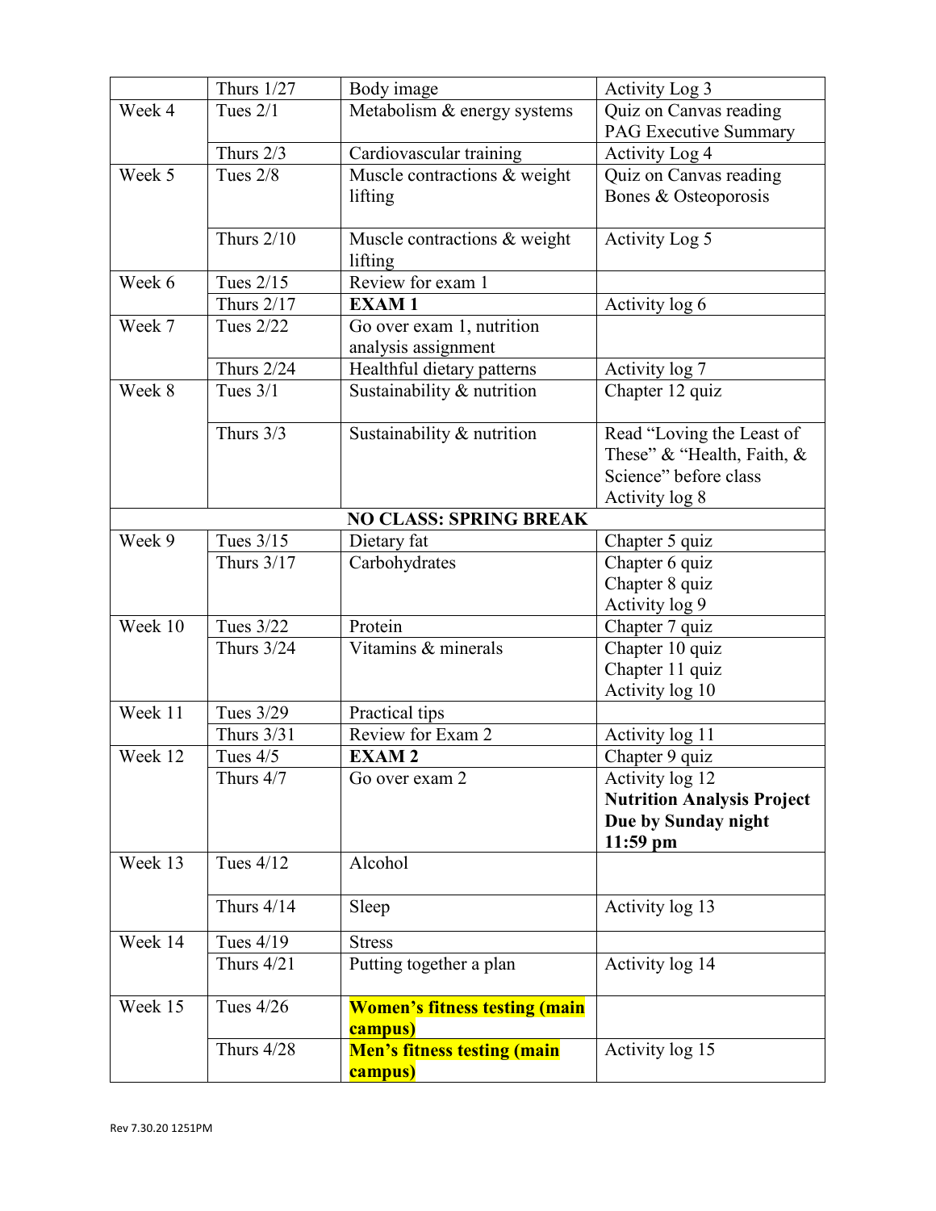| | | | |
|---|---|---|---|
| | Thurs 1/27 | Body image | Activity Log 3 |
| Week 4 | Tues 2/1 | Metabolism & energy systems | Quiz on Canvas reading<br>PAG Executive Summary |
| | Thurs 2/3 | Cardiovascular training | Activity Log 4 |
| Week 5 | Tues 2/8 | Muscle contractions & weight lifting | Quiz on Canvas reading<br>Bones & Osteoporosis |
| | Thurs 2/10 | Muscle contractions & weight lifting | Activity Log 5 |
| Week 6 | Tues 2/15 | Review for exam 1 | |
| | Thurs 2/17 | **EXAM 1** | Activity log 6 |
| Week 7 | Tues 2/22 | Go over exam 1, nutrition analysis assignment | |
| | Thurs 2/24 | Healthful dietary patterns | Activity log 7 |
| Week 8 | Tues 3/1 | Sustainability & nutrition | Chapter 12 quiz |
| | Thurs 3/3 | Sustainability & nutrition | Read "Loving the Least of These" & "Health, Faith, & Science" before class<br>Activity log 8 |
| | | **NO CLASS: SPRING BREAK** | |
| Week 9 | Tues 3/15 | Dietary fat | Chapter 5 quiz |
| | Thurs 3/17 | Carbohydrates | Chapter 6 quiz<br>Chapter 8 quiz<br>Activity log 9 |
| Week 10 | Tues 3/22 | Protein | Chapter 7 quiz |
| | Thurs 3/24 | Vitamins & minerals | Chapter 10 quiz<br>Chapter 11 quiz<br>Activity log 10 |
| Week 11 | Tues 3/29 | Practical tips | |
| | Thurs 3/31 | Review for Exam 2 | Activity log 11 |
| Week 12 | Tues 4/5 | **EXAM 2** | Chapter 9 quiz |
| | Thurs 4/7 | Go over exam 2 | Activity log 12<br>**Nutrition Analysis Project Due by Sunday night 11:59 pm** |
| Week 13 | Tues 4/12 | Alcohol | |
| | Thurs 4/14 | Sleep | Activity log 13 |
| Week 14 | Tues 4/19 | Stress | |
| | Thurs 4/21 | Putting together a plan | Activity log 14 |
| Week 15 | Tues 4/26 | **Women's fitness testing (main campus)** | |
| | Thurs 4/28 | **Men's fitness testing (main campus)** | Activity log 15 |

Rev 7.30.20 1251PM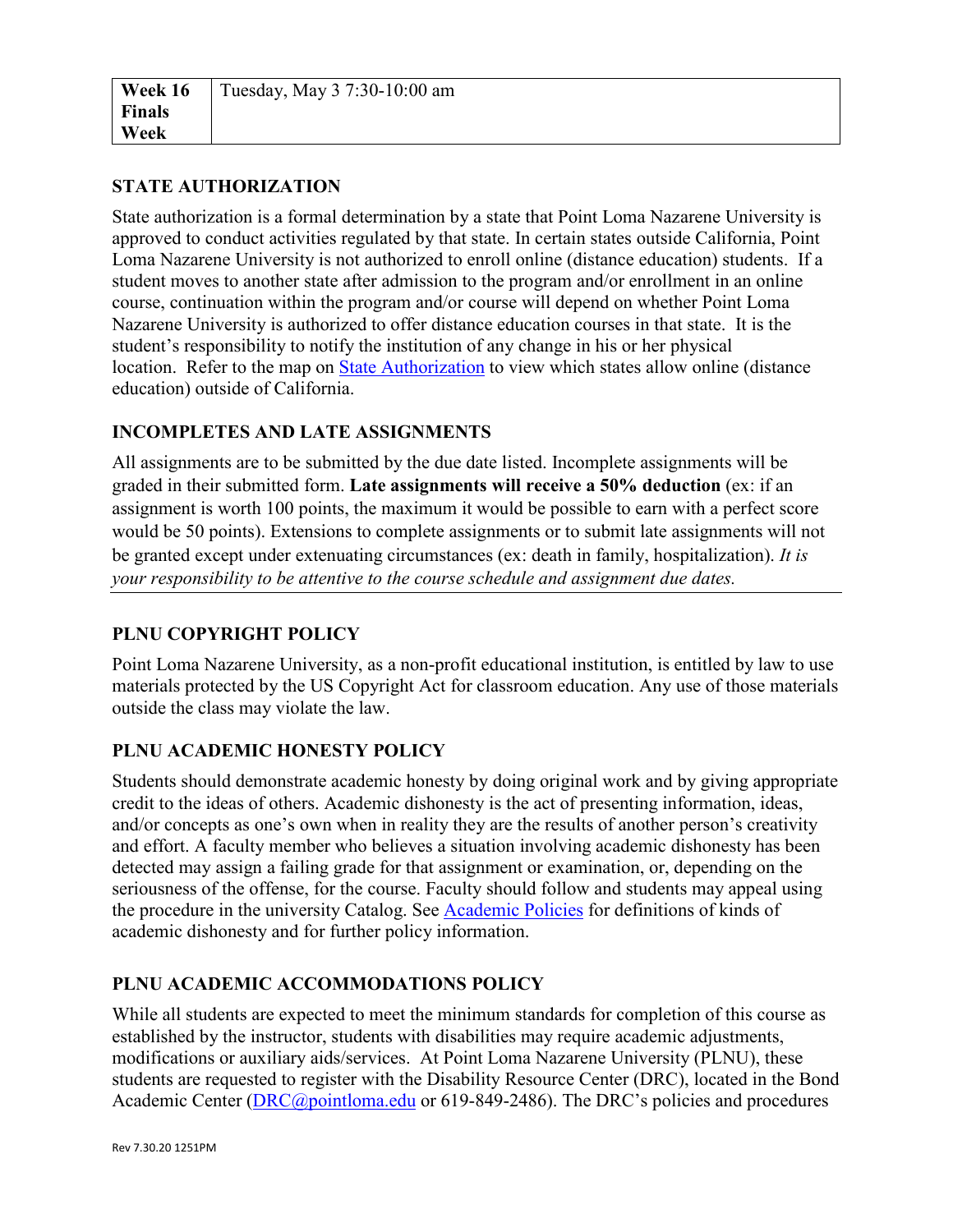| Week 16 Finals Week | Tuesday, May 3 7:30-10:00 am |
| --- | --- |

## STATE AUTHORIZATION

State authorization is a formal determination by a state that Point Loma Nazarene University is approved to conduct activities regulated by that state. In certain states outside California, Point Loma Nazarene University is not authorized to enroll online (distance education) students. If a student moves to another state after admission to the program and/or enrollment in an online course, continuation within the program and/or course will depend on whether Point Loma Nazarene University is authorized to offer distance education courses in that state. It is the student's responsibility to notify the institution of any change in his or her physical location. Refer to the map on State Authorization to view which states allow online (distance education) outside of California.

## INCOMPLETES AND LATE ASSIGNMENTS

All assignments are to be submitted by the due date listed. Incomplete assignments will be graded in their submitted form. **Late assignments will receive a 50% deduction** (ex: if an assignment is worth 100 points, the maximum it would be possible to earn with a perfect score would be 50 points). Extensions to complete assignments or to submit late assignments will not be granted except under extenuating circumstances (ex: death in family, hospitalization). *It is your responsibility to be attentive to the course schedule and assignment due dates.*

## PLNU COPYRIGHT POLICY

Point Loma Nazarene University, as a non-profit educational institution, is entitled by law to use materials protected by the US Copyright Act for classroom education. Any use of those materials outside the class may violate the law.

## PLNU ACADEMIC HONESTY POLICY

Students should demonstrate academic honesty by doing original work and by giving appropriate credit to the ideas of others. Academic dishonesty is the act of presenting information, ideas, and/or concepts as one's own when in reality they are the results of another person's creativity and effort. A faculty member who believes a situation involving academic dishonesty has been detected may assign a failing grade for that assignment or examination, or, depending on the seriousness of the offense, for the course. Faculty should follow and students may appeal using the procedure in the university Catalog. See Academic Policies for definitions of kinds of academic dishonesty and for further policy information.

## PLNU ACADEMIC ACCOMMODATIONS POLICY

While all students are expected to meet the minimum standards for completion of this course as established by the instructor, students with disabilities may require academic adjustments, modifications or auxiliary aids/services. At Point Loma Nazarene University (PLNU), these students are requested to register with the Disability Resource Center (DRC), located in the Bond Academic Center (DRC@pointloma.edu or 619-849-2486). The DRC's policies and procedures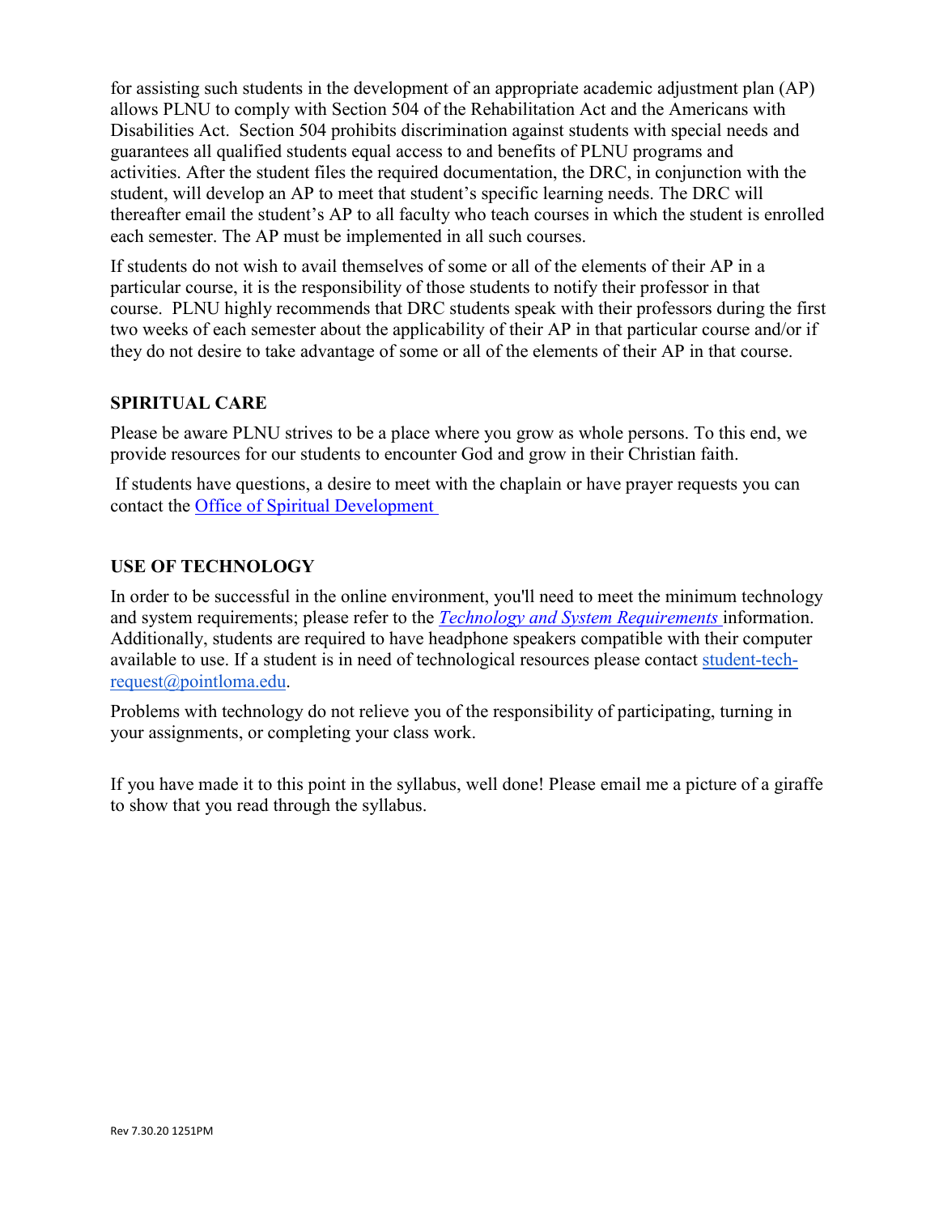for assisting such students in the development of an appropriate academic adjustment plan (AP) allows PLNU to comply with Section 504 of the Rehabilitation Act and the Americans with Disabilities Act. Section 504 prohibits discrimination against students with special needs and guarantees all qualified students equal access to and benefits of PLNU programs and activities. After the student files the required documentation, the DRC, in conjunction with the student, will develop an AP to meet that student's specific learning needs. The DRC will thereafter email the student's AP to all faculty who teach courses in which the student is enrolled each semester. The AP must be implemented in all such courses.

If students do not wish to avail themselves of some or all of the elements of their AP in a particular course, it is the responsibility of those students to notify their professor in that course. PLNU highly recommends that DRC students speak with their professors during the first two weeks of each semester about the applicability of their AP in that particular course and/or if they do not desire to take advantage of some or all of the elements of their AP in that course.

### SPIRITUAL CARE

Please be aware PLNU strives to be a place where you grow as whole persons. To this end, we provide resources for our students to encounter God and grow in their Christian faith.

If students have questions, a desire to meet with the chaplain or have prayer requests you can contact the Office of Spiritual Development

### USE OF TECHNOLOGY

In order to be successful in the online environment, you'll need to meet the minimum technology and system requirements; please refer to the *Technology and System Requirements* information. Additionally, students are required to have headphone speakers compatible with their computer available to use. If a student is in need of technological resources please contact student-tech-request@pointloma.edu.

Problems with technology do not relieve you of the responsibility of participating, turning in your assignments, or completing your class work.

If you have made it to this point in the syllabus, well done! Please email me a picture of a giraffe to show that you read through the syllabus.

Rev 7.30.20 1251PM